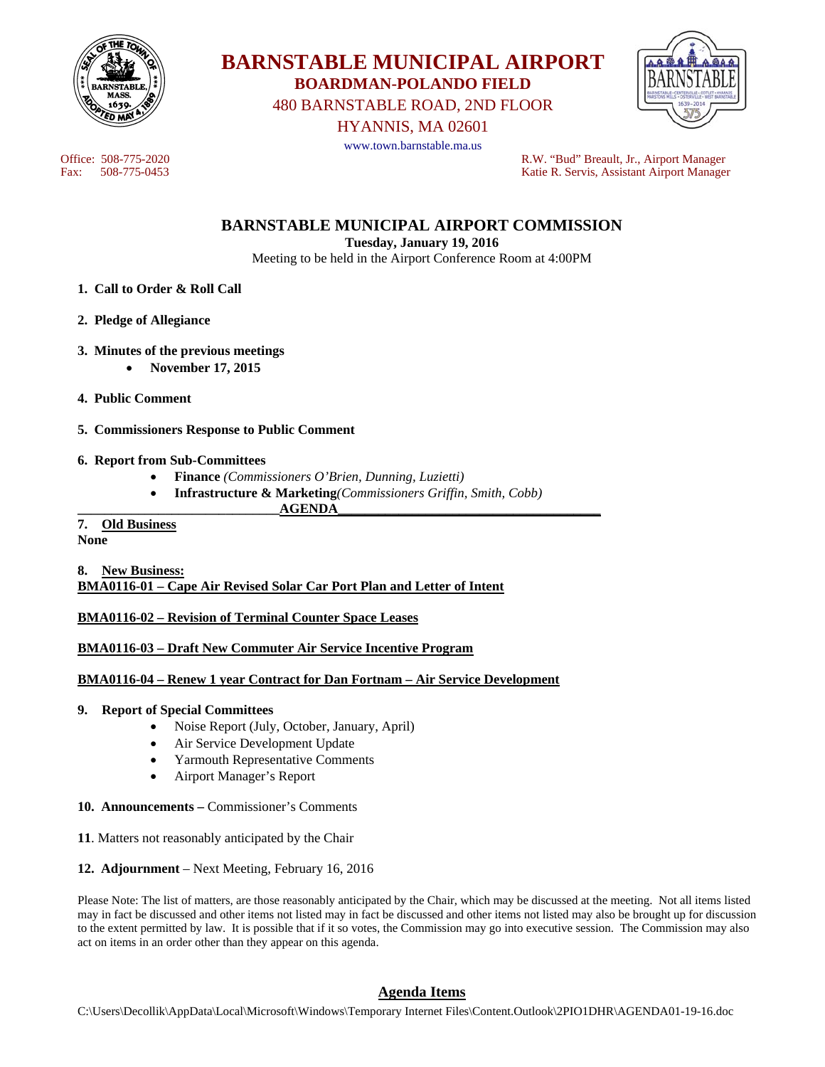# BARNSTABLE MUNICIPAL AIRPORT

## BOARDMAN-POLANDO FIELD

480 BARNSTABLE ROAD, 2ND FLOOR
HYANNIS, MA 02601

www.town.barnstable.ma.us

Office: 508-775-2020
Fax: 508-775-0453

R.W. "Bud" Breault, Jr., Airport Manager
Katie R. Servis, Assistant Airport Manager

## BARNSTABLE MUNICIPAL AIRPORT COMMISSION

**Tuesday, January 19, 2016**

Meeting to be held in the Airport Conference Room at 4:00PM

1. **Call to Order & Roll Call**

2. **Pledge of Allegiance**

3. **Minutes of the previous meetings**
   - **November 17, 2015**

4. **Public Comment**

5. **Commissioners Response to Public Comment**

6. **Report from Sub-Committees**
   - **Finance** *(Commissioners O'Brien, Dunning, Luzietti)*
   - **Infrastructure & Marketing** *(Commissioners Griffin, Smith, Cobb)*

**AGENDA**

**7. Old Business**

**None**

**8. New Business:**

**BMA0116-01 – Cape Air Revised Solar Car Port Plan and Letter of Intent**

**BMA0116-02 – Revision of Terminal Counter Space Leases**

**BMA0116-03 – Draft New Commuter Air Service Incentive Program**

**BMA0116-04 – Renew 1 year Contract for Dan Fortnam – Air Service Development**

9. **Report of Special Committees**
   - Noise Report (July, October, January, April)
   - Air Service Development Update
   - Yarmouth Representative Comments
   - Airport Manager's Report

10. **Announcements –** Commissioner's Comments

11. Matters not reasonably anticipated by the Chair

12. **Adjournment** – Next Meeting, February 16, 2016

Please Note: The list of matters, are those reasonably anticipated by the Chair, which may be discussed at the meeting. Not all items listed may in fact be discussed and other items not listed may in fact be discussed and other items not listed may also be brought up for discussion to the extent permitted by law. It is possible that if it so votes, the Commission may go into executive session. The Commission may also act on items in an order other than they appear on this agenda.

## Agenda Items

C:\Users\Decollik\AppData\Local\Microsoft\Windows\Temporary Internet Files\Content.Outlook\2PIO1DHR\AGENDA01-19-16.doc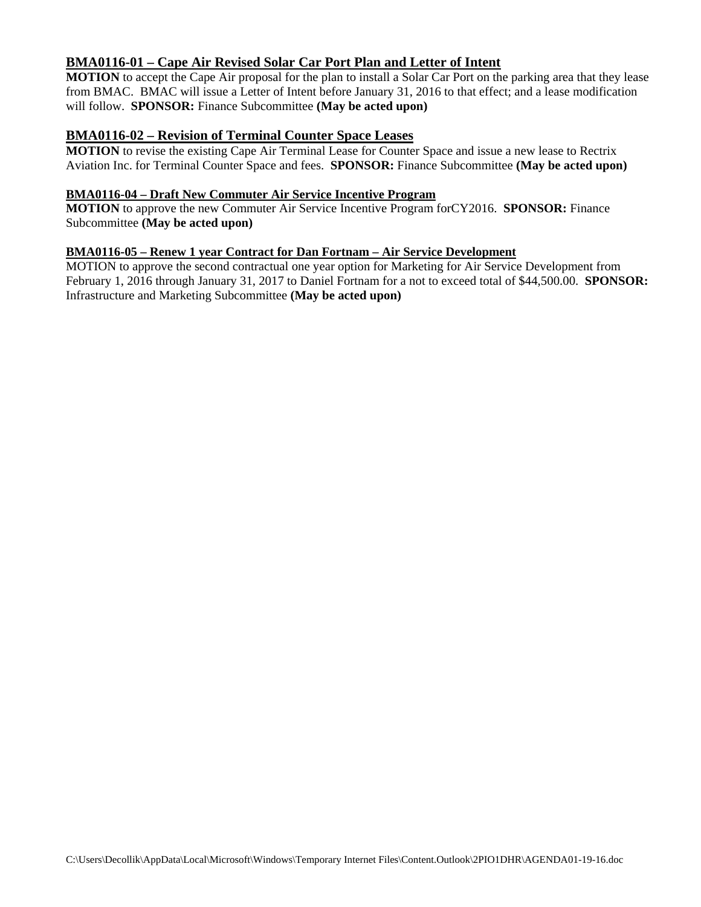**BMA0116-01 – Cape Air Revised Solar Car Port Plan and Letter of Intent**

**MOTION** to accept the Cape Air proposal for the plan to install a Solar Car Port on the parking area that they lease from BMAC. BMAC will issue a Letter of Intent before January 31, 2016 to that effect; and a lease modification will follow. **SPONSOR:** Finance Subcommittee **(May be acted upon)**

**BMA0116-02 – Revision of Terminal Counter Space Leases**

**MOTION** to revise the existing Cape Air Terminal Lease for Counter Space and issue a new lease to Rectrix Aviation Inc. for Terminal Counter Space and fees. **SPONSOR:** Finance Subcommittee **(May be acted upon)**

**BMA0116-04 – Draft New Commuter Air Service Incentive Program**

**MOTION** to approve the new Commuter Air Service Incentive Program forCY2016. **SPONSOR:** Finance Subcommittee **(May be acted upon)**

**BMA0116-05 – Renew 1 year Contract for Dan Fortnam – Air Service Development**

MOTION to approve the second contractual one year option for Marketing for Air Service Development from February 1, 2016 through January 31, 2017 to Daniel Fortnam for a not to exceed total of $44,500.00. **SPONSOR:** Infrastructure and Marketing Subcommittee **(May be acted upon)**